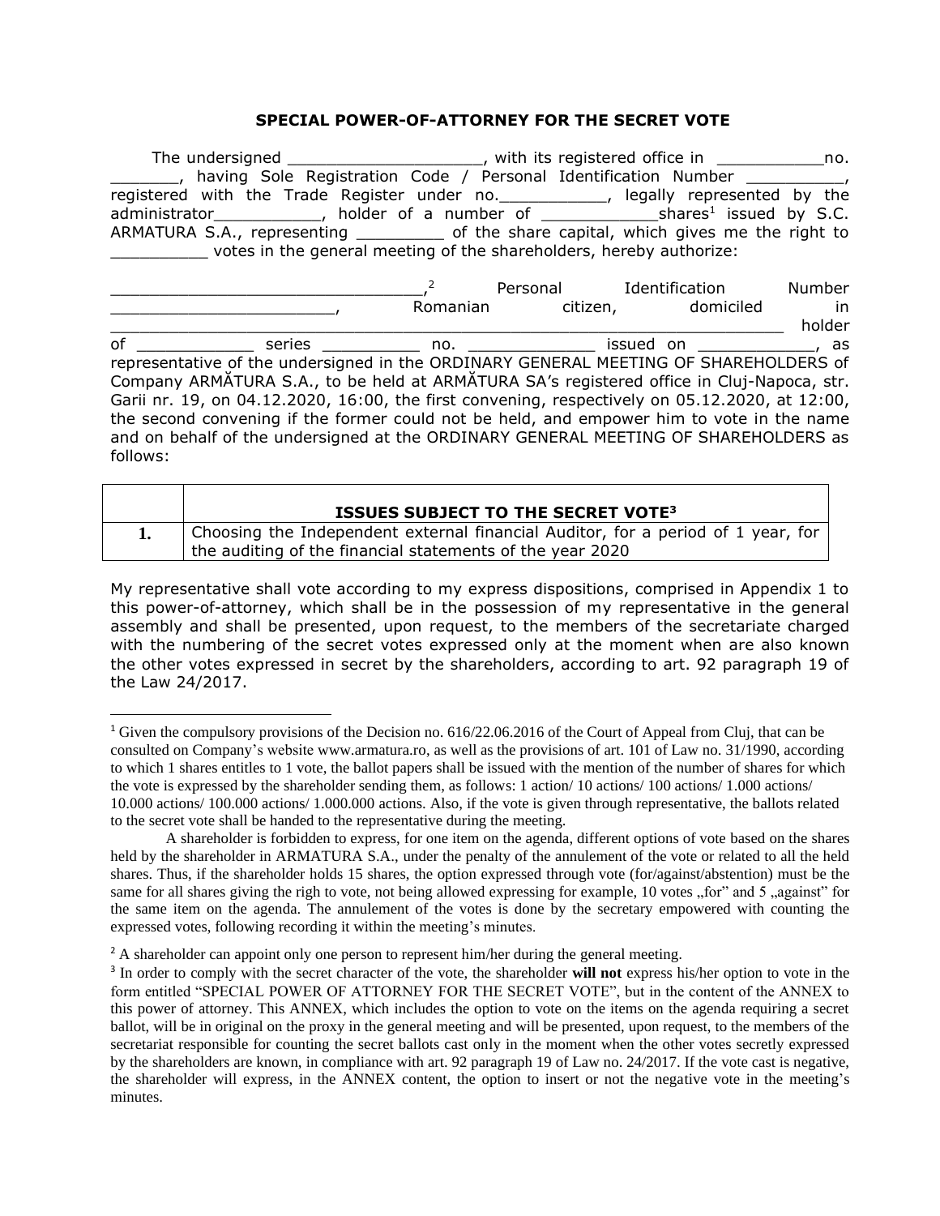**SPECIAL POWER-OF-ATTORNEY FOR THE SECRET VOTE**

The undersigned ____________________, with its registered office in ___________no. _______, having Sole Registration Code / Personal Identification Number __________, registered with the Trade Register under no.___________, legally represented by the administrator___________, holder of a number of ____________shares[1] issued by S.C. ARMATURA S.A., representing _________ of the share capital, which gives me the right to __________ votes in the general meeting of the shareholders, hereby authorize:

________________________________,[2] Personal Identification Number _______________________, Romanian citizen, domiciled in ________________________________________________________________ holder of ____________ series __________ no. _____________ issued on ____________, as representative of the undersigned in the ORDINARY GENERAL MEETING OF SHAREHOLDERS of Company ARMĂTURA S.A., to be held at ARMĂTURA SA's registered office in Cluj-Napoca, str. Garii nr. 19, on 04.12.2020, 16:00, the first convening, respectively on 05.12.2020, at 12:00, the second convening if the former could not be held, and empower him to vote in the name and on behalf of the undersigned at the ORDINARY GENERAL MEETING OF SHAREHOLDERS as follows:

| | **ISSUES SUBJECT TO THE SECRET VOTE[3]** |
|---|---|
| **1.** | Choosing the Independent external financial Auditor, for a period of 1 year, for the auditing of the financial statements of the year 2020 |

My representative shall vote according to my express dispositions, comprised in Appendix 1 to this power-of-attorney, which shall be in the possession of my representative in the general assembly and shall be presented, upon request, to the members of the secretariate charged with the numbering of the secret votes expressed only at the moment when are also known the other votes expressed in secret by the shareholders, according to art. 92 paragraph 19 of the Law 24/2017.

---

[1] Given the compulsory provisions of the Decision no. 616/22.06.2016 of the Court of Appeal from Cluj, that can be consulted on Company's website www.armatura.ro, as well as the provisions of art. 101 of Law no. 31/1990, according to which 1 shares entitles to 1 vote, the ballot papers shall be issued with the mention of the number of shares for which the vote is expressed by the shareholder sending them, as follows: 1 action/ 10 actions/ 100 actions/ 1.000 actions/ 10.000 actions/ 100.000 actions/ 1.000.000 actions. Also, if the vote is given through representative, the ballots related to the secret vote shall be handed to the representative during the meeting.

A shareholder is forbidden to express, for one item on the agenda, different options of vote based on the shares held by the shareholder in ARMATURA S.A., under the penalty of the annulement of the vote or related to all the held shares. Thus, if the shareholder holds 15 shares, the option expressed through vote (for/against/abstention) must be the same for all shares giving the righ to vote, not being allowed expressing for example, 10 votes „for" and 5 „against" for the same item on the agenda. The annulement of the votes is done by the secretary empowered with counting the expressed votes, following recording it within the meeting's minutes.

[2] A shareholder can appoint only one person to represent him/her during the general meeting.

[3] In order to comply with the secret character of the vote, the shareholder **will not** express his/her option to vote in the form entitled "SPECIAL POWER OF ATTORNEY FOR THE SECRET VOTE", but in the content of the ANNEX to this power of attorney. This ANNEX, which includes the option to vote on the items on the agenda requiring a secret ballot, will be in original on the proxy in the general meeting and will be presented, upon request, to the members of the secretariat responsible for counting the secret ballots cast only in the moment when the other votes secretly expressed by the shareholders are known, in compliance with art. 92 paragraph 19 of Law no. 24/2017. If the vote cast is negative, the shareholder will express, in the ANNEX content, the option to insert or not the negative vote in the meeting's minutes.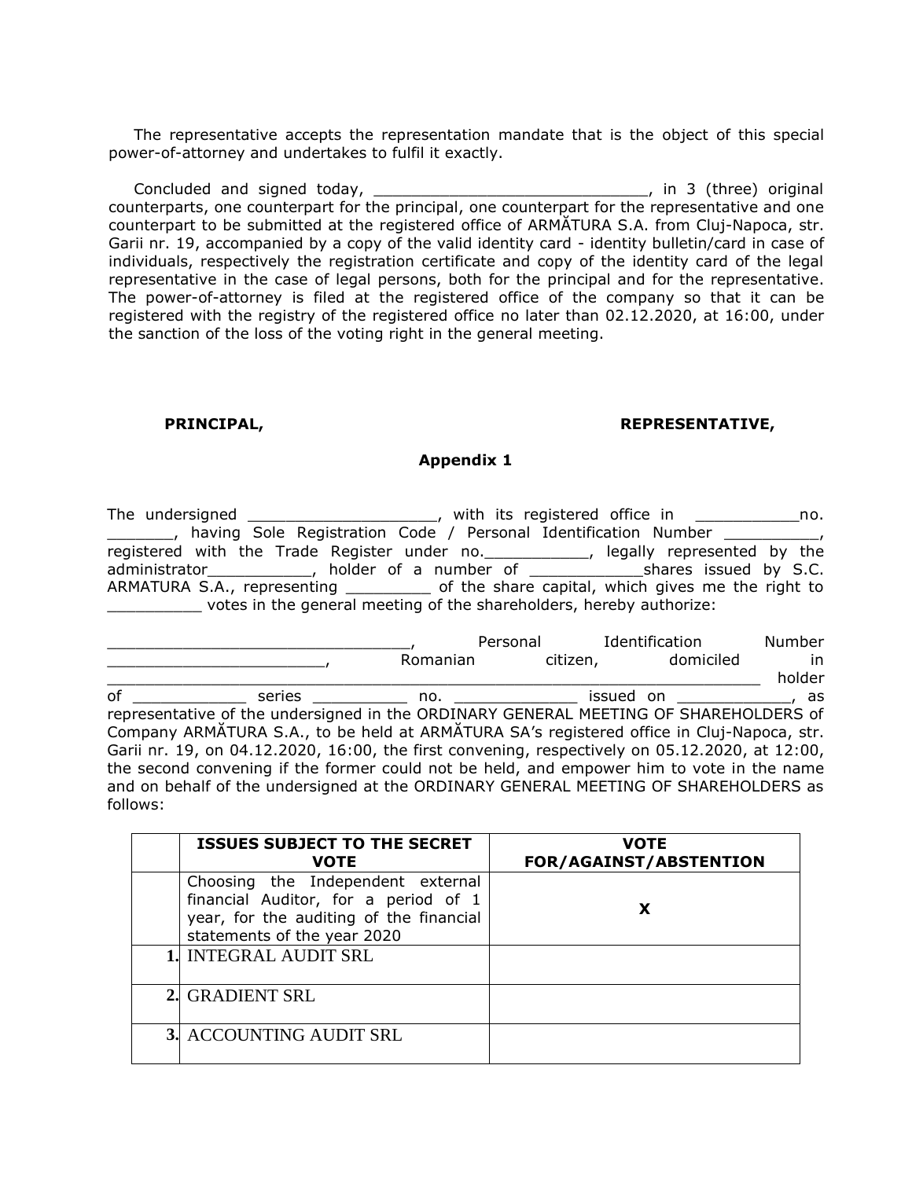The representative accepts the representation mandate that is the object of this special power-of-attorney and undertakes to fulfil it exactly.

Concluded and signed today, _____________________________, in 3 (three) original counterparts, one counterpart for the principal, one counterpart for the representative and one counterpart to be submitted at the registered office of ARMĂTURA S.A. from Cluj-Napoca, str. Garii nr. 19, accompanied by a copy of the valid identity card - identity bulletin/card in case of individuals, respectively the registration certificate and copy of the identity card of the legal representative in the case of legal persons, both for the principal and for the representative. The power-of-attorney is filed at the registered office of the company so that it can be registered with the registry of the registered office no later than 02.12.2020, at 16:00, under the sanction of the loss of the voting right in the general meeting.

**PRINCIPAL,** **REPRESENTATIVE,**

**Appendix 1**

The undersigned ____________________, with its registered office in ___________no. _______, having Sole Registration Code / Personal Identification Number __________, registered with the Trade Register under no.___________, legally represented by the administrator___________, holder of a number of ____________shares issued by S.C. ARMATURA S.A., representing _________ of the share capital, which gives me the right to __________ votes in the general meeting of the shareholders, hereby authorize:

________________________________, Personal Identification Number _______________________, Romanian citizen, domiciled in ____________________________________________________________ holder of ____________ series __________ no. _____________ issued on ____________, as representative of the undersigned in the ORDINARY GENERAL MEETING OF SHAREHOLDERS of Company ARMĂTURA S.A., to be held at ARMĂTURA SA's registered office in Cluj-Napoca, str. Garii nr. 19, on 04.12.2020, 16:00, the first convening, respectively on 05.12.2020, at 12:00, the second convening if the former could not be held, and empower him to vote in the name and on behalf of the undersigned at the ORDINARY GENERAL MEETING OF SHAREHOLDERS as follows:

| | **ISSUES SUBJECT TO THE SECRET VOTE** | **VOTE FOR/AGAINST/ABSTENTION** |
|---|---|---|
| | Choosing the Independent external financial Auditor, for a period of 1 year, for the auditing of the financial statements of the year 2020 | **X** |
| **1.** | INTEGRAL AUDIT SRL | |
| **2.** | GRADIENT SRL | |
| **3.** | ACCOUNTING AUDIT SRL | |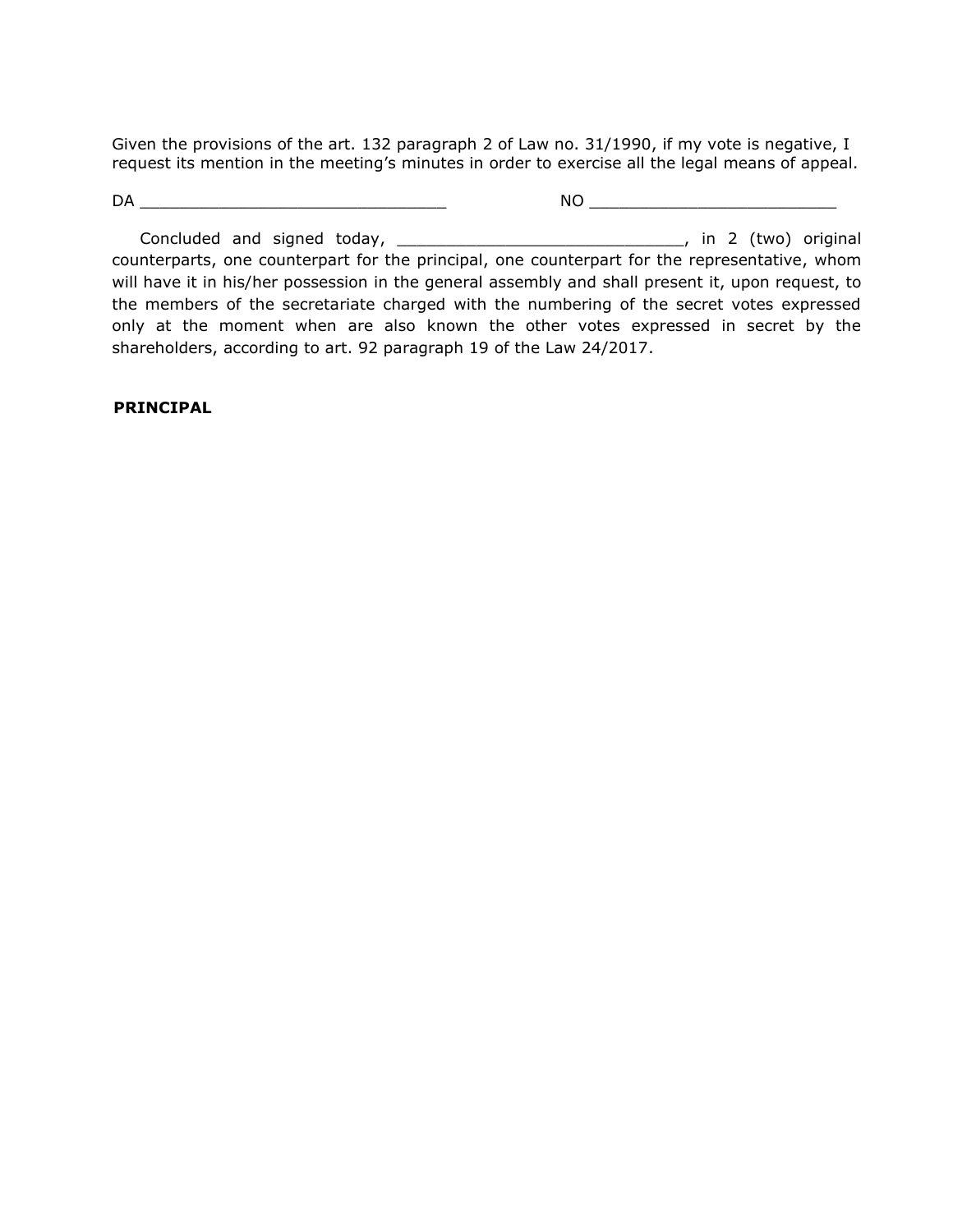Given the provisions of the art. 132 paragraph 2 of Law no. 31/1990, if my vote is negative, I request its mention in the meeting's minutes in order to exercise all the legal means of appeal.

DA ________________________________ NO __________________________

Concluded and signed today, ______________________________, in 2 (two) original counterparts, one counterpart for the principal, one counterpart for the representative, whom will have it in his/her possession in the general assembly and shall present it, upon request, to the members of the secretariate charged with the numbering of the secret votes expressed only at the moment when are also known the other votes expressed in secret by the shareholders, according to art. 92 paragraph 19 of the Law 24/2017.

**PRINCIPAL**